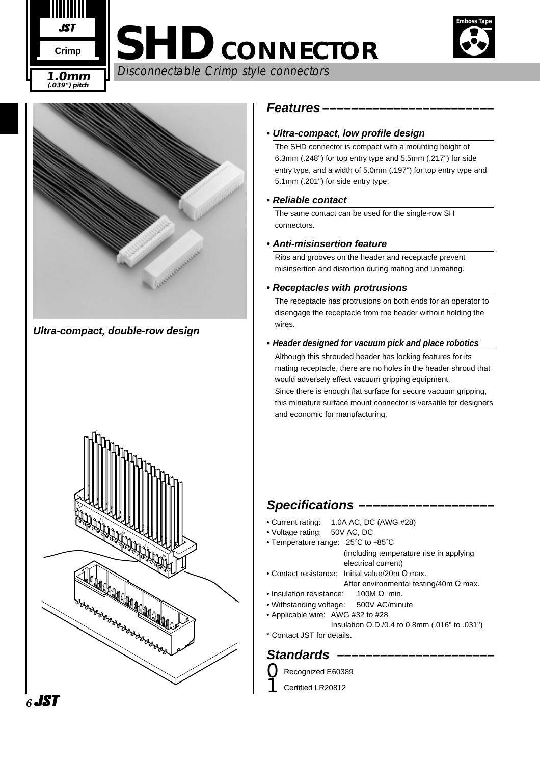# SHD CONNECTOR

1.0mm (.039") pitch

Crimp

Emboss Tape

*Disconnectable Crimp style connectors*

*Ultra-compact, double-row design*

## Features

### • Ultra-compact, low profile design

The SHD connector is compact with a mounting height of 6.3mm (.248") for top entry type and 5.5mm (.217") for side entry type, and a width of 5.0mm (.197") for top entry type and 5.1mm (.201") for side entry type.

### • Reliable contact

The same contact can be used for the single-row SH connectors.

### • Anti-misinsertion feature

Ribs and grooves on the header and receptacle prevent misinsertion and distortion during mating and unmating.

### • Receptacles with protrusions

The receptacle has protrusions on both ends for an operator to disengage the receptacle from the header without holding the wires.

### • Header designed for vacuum pick and place robotics

Although this shrouded header has locking features for its mating receptacle, there are no holes in the header shroud that would adversely effect vacuum gripping equipment.
Since there is enough flat surface for secure vacuum gripping, this miniature surface mount connector is versatile for designers and economic for manufacturing.

## Specifications

- Current rating: 1.0A AC, DC (AWG #28)
- Voltage rating: 50V AC, DC
- Temperature range: -25˚C to +85˚C (including temperature rise in applying electrical current)
- Contact resistance: Initial value/20m Ω max. After environmental testing/40m Ω max.
- Insulation resistance: 100M Ω min.
- Withstanding voltage: 500V AC/minute
- Applicable wire: AWG #32 to #28 Insulation O.D./0.4 to 0.8mm (.016" to .031")

\* Contact JST for details.

## Standards

Recognized E60389

Certified LR20812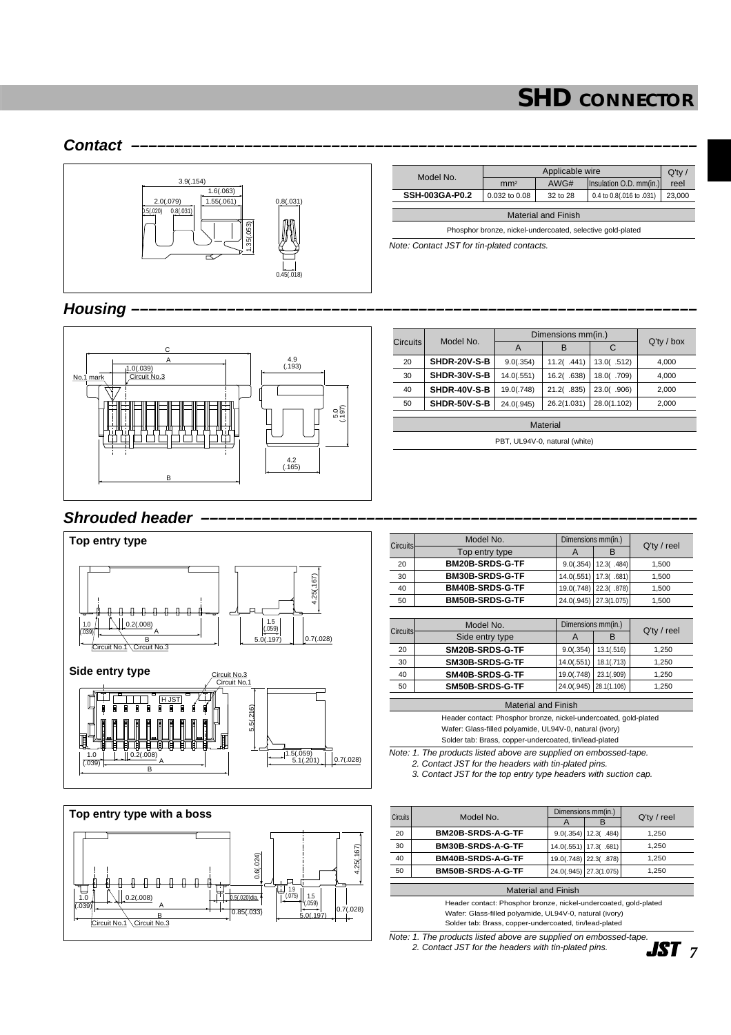# SHD CONNECTOR

## Contact

3.9(.154)
1.6(.063)
2.0(.079)
1.55(.061)
0.8(.031)
0.5(.020)
0.8(.031)
1.35(.053)
0.45(.018)

| Model No. | Applicable wire | | | Q'ty / reel |
|---|---|---|---|---|
| | mm² | AWG# | Insulation O.D. mm(in.) | |
| **SSH-003GA-P0.2** | 0.032 to 0.08 | 32 to 28 | 0.4 to 0.8(.016 to .031) | 23,000 |

| Material and Finish |
|---|
| Phosphor bronze, nickel-undercoated, selective gold-plated |

*Note: Contact JST for tin-plated contacts.*

## Housing

C
A
1.0(.039)
No.1 mark
Circuit No.3
4.9 (.193)
5.0 (.197)
4.2 (.165)
B

| Circuits | Model No. | Dimensions mm(in.) | | | Q'ty / box |
|---|---|---|---|---|---|
| | | A | B | C | |
| 20 | **SHDR-20V-S-B** | 9.0(.354) | 11.2( .441) | 13.0( .512) | 4,000 |
| 30 | **SHDR-30V-S-B** | 14.0(.551) | 16.2( .638) | 18.0( .709) | 4,000 |
| 40 | **SHDR-40V-S-B** | 19.0(.748) | 21.2( .835) | 23.0( .906) | 2,000 |
| 50 | **SHDR-50V-S-B** | 24.0(.945) | 26.2(1.031) | 28.0(1.102) | 2,000 |

| Material |
|---|
| PBT, UL94V-0, natural (white) |

## Shrouded header

### Top entry type

4.25(.167)
1.0 (.039)
0.2(.008)
A
B
Circuit No.1
Circuit No.3
1.5 (.059)
5.0(.197)
0.7(.028)

### Side entry type

Circuit No.3
Circuit No.1
H JST
5.5(.216)
1.0 (.039)
0.2(.008)
A
B
1.5(.059)
5.1(.201)
0.7(.028)

| Circuits | Model No. | Dimensions mm(in.) | | Q'ty / reel |
|---|---|---|---|---|
| | Top entry type | A | B | |
| 20 | **BM20B-SRDS-G-TF** | 9.0(.354) | 12.3( .484) | 1,500 |
| 30 | **BM30B-SRDS-G-TF** | 14.0(.551) | 17.3( .681) | 1,500 |
| 40 | **BM40B-SRDS-G-TF** | 19.0(.748) | 22.3( .878) | 1,500 |
| 50 | **BM50B-SRDS-G-TF** | 24.0(.945) | 27.3(1.075) | 1,500 |

| Circuits | Model No. | Dimensions mm(in.) | | Q'ty / reel |
|---|---|---|---|---|
| | Side entry type | A | B | |
| 20 | **SM20B-SRDS-G-TF** | 9.0(.354) | 13.1(.516) | 1,250 |
| 30 | **SM30B-SRDS-G-TF** | 14.0(.551) | 18.1(.713) | 1,250 |
| 40 | **SM40B-SRDS-G-TF** | 19.0(.748) | 23.1(.909) | 1,250 |
| 50 | **SM50B-SRDS-G-TF** | 24.0(.945) | 28.1(1.106) | 1,250 |

| Material and Finish |
|---|
| Header contact: Phosphor bronze, nickel-undercoated, gold-plated<br>Wafer: Glass-filled polyamide, UL94V-0, natural (ivory)<br>Solder tab: Brass, copper-undercoated, tin/lead-plated |

*Note: 1. The products listed above are supplied on embossed-tape.*
*2. Contact JST for the headers with tin-plated pins.*
*3. Contact JST for the top entry type headers with suction cap.*

### Top entry type with a boss

0.6(.024)
4.25(.167)
1.0 (.039)
0.2(.008)
A
B
Circuit No.1
Circuit No.3
0.5(.020)dia.
0.85(.033)
1.9 (.075)
1.5 (.059)
5.0(.197)
0.7(.028)

| Circuits | Model No. | Dimensions mm(in.) | | Q'ty / reel |
|---|---|---|---|---|
| | | A | B | |
| 20 | **BM20B-SRDS-A-G-TF** | 9.0(.354) | 12.3( .484) | 1,250 |
| 30 | **BM30B-SRDS-A-G-TF** | 14.0(.551) | 17.3( .681) | 1,250 |
| 40 | **BM40B-SRDS-A-G-TF** | 19.0(.748) | 22.3( .878) | 1,250 |
| 50 | **BM50B-SRDS-A-G-TF** | 24.0(.945) | 27.3(1.075) | 1,250 |

| Material and Finish |
|---|
| Header contact: Phosphor bronze, nickel-undercoated, gold-plated<br>Wafer: Glass-filled polyamide, UL94V-0, natural (ivory)<br>Solder tab: Brass, copper-undercoated, tin/lead-plated |

*Note: 1. The products listed above are supplied on embossed-tape.*
*2. Contact JST for the headers with tin-plated pins.*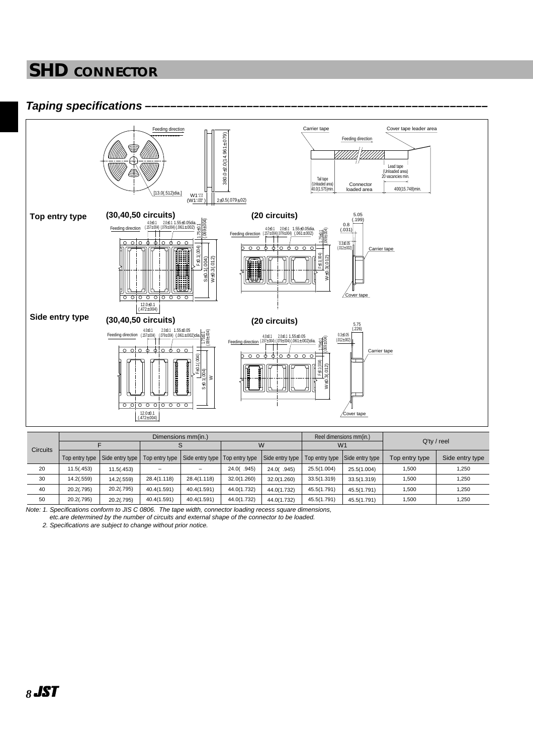# SHD CONNECTOR

## *Taping specifications*

Feeding direction

380.0±2.0(14.961±.079)

[13.0(.512)dia.]

W1

2±0.5(.079±.02)

Carrier tape

Cover tape leader area

Feeding direction

Tail tape (Unloaded area) 40.0(1.575)min.

Connector loaded area

Lead tape (Unloaded area) 20 vacancies min.

400(15.748)min.

**Top entry type**

**(30,40,50 circuits)**

Feeding direction

4.0±0.1 (.157±.004) 2.0±0.1 (.079±.004) 1.55±0.05dia. (.061±.002) 1.75±0.1 (.069±.004)

F±0.1(.004) S±0.1(.004) W±0.3(.012)

12.0±0.1 (.472±.004)

**(20 circuits)**

Feeding direction

4.0±0.1 (.157±.004) 2.0±0.1 (.079±.004) 1.55±0.05dia. (.061±.002) 1.75±0.1 (.069±.004)

F±0.1(.004) W±0.3(.012)

5.05 (.199)

0.8 (.031)

0.3±0.05 (.012±.002)

Carrier tape

Cover tape

**Side entry type**

**(30,40,50 circuits)**

Feeding direction

4.0±0.1 (.157±.004) 2.0±0.1 (.079±.004) 1.55±0.05 (.061±.002)dia. 1.75±0.1 (.069±.004)

F±0.1(.004) S±0.1(.004) W

12.0±0.1 (.472±.004)

**(20 circuits)**

Feeding direction

4.0±0.1 (.157±.004) 2.0±0.1 (.079±.004) 1.55±0.05 (.061±.002)dia. 1.75±0.1 (.069±.004)

F±0.1(.004) W±0.3(.012)

5.75 (.226)

0.3±0.05 (.012±.002)

Carrier tape

Cover tape

| Circuits | Dimensions mm(in.) | | | | | | Reel dimensions mm(in.) | | Q'ty / reel | |
|---|---|---|---|---|---|---|---|---|---|---|
| | F | | S | | W | | W1 | | | |
| | Top entry type | Side entry type | Top entry type | Side entry type | Top entry type | Side entry type | Top entry type | Side entry type | Top entry type | Side entry type |
| 20 | 11.5(.453) | 11.5(.453) | – | – | 24.0( .945) | 24.0( .945) | 25.5(1.004) | 25.5(1.004) | 1,500 | 1,250 |
| 30 | 14.2(.559) | 14.2(.559) | 28.4(1.118) | 28.4(1.118) | 32.0(1.260) | 32.0(1.260) | 33.5(1.319) | 33.5(1.319) | 1,500 | 1,250 |
| 40 | 20.2(.795) | 20.2(.795) | 40.4(1.591) | 40.4(1.591) | 44.0(1.732) | 44.0(1.732) | 45.5(1.791) | 45.5(1.791) | 1,500 | 1,250 |
| 50 | 20.2(.795) | 20.2(.795) | 40.4(1.591) | 40.4(1.591) | 44.0(1.732) | 44.0(1.732) | 45.5(1.791) | 45.5(1.791) | 1,500 | 1,250 |

*Note: 1. Specifications conform to JIS C 0806. The tape width, connector loading recess square dimensions, etc.are determined by the number of circuits and external shape of the connector to be loaded.*

*2. Specifications are subject to change without prior notice.*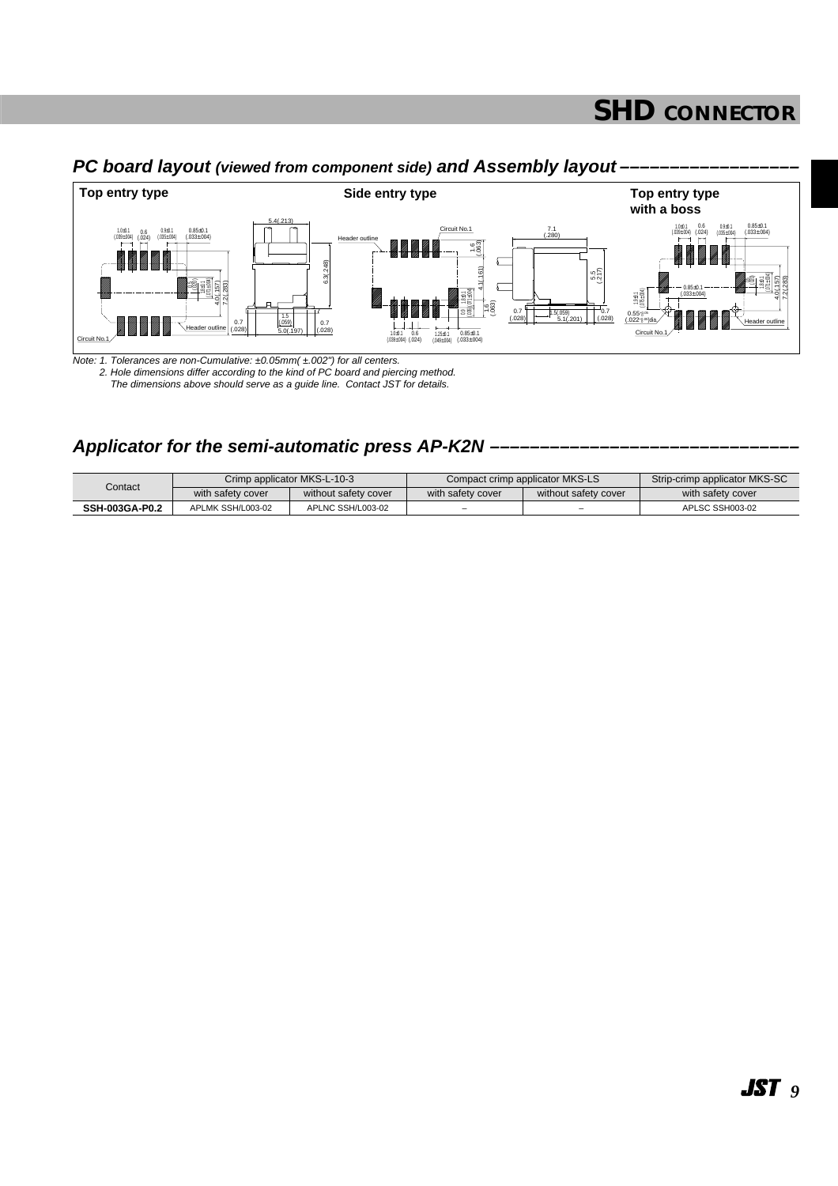## PC board layout *(viewed from component side)* and Assembly layout

**Top entry type**

1.0±0.1 (.039±.004) 0.6 (.024) 0.9±0.1 (.035±.004) 0.85±0.1 (.033±.004)

5.4(.213)

6.3(.248)

4.0(.157) 7.2(.283) 1.8±0.1 (.071±.004) 0.6 (.024)

Circuit No.1

Header outline

0.7 (.028) 1.5 (.059) 5.0(.197) 0.7 (.028)

**Side entry type**

Header outline

Circuit No.1

1.6 (.063) 4.1(.161) 0.9 (.035) 1.8±0.1 (.071±.004) 1.6 (.063)

1.0±0.1 (.039±.004) 0.6 (.024) 1.25±0.1 (.049±.004) 0.85±0.1 (.033±.004)

7.1 (.280)

5.5 (.217)

0.7 (.028) 1.5(.059) 5.1(.201) 0.7 (.028)

**Top entry type with a boss**

1.0±0.1 (.039±.004) 0.6 (.024) 0.9±0.1 (.035±.004) 0.85±0.1 (.033±.004)

0.85±0.1 (.033±.004)

1.9±0.1 (.075±.004)

0.55 (.022) dia.

4.0(.157) 7.2(.283) 1.8±0.1 (.071±.004)

Circuit No.1

Header outline

*Note: 1. Tolerances are non-Cumulative: ±0.05mm(±.002") for all centers.*
*2. Hole dimensions differ according to the kind of PC board and piercing method.*
*The dimensions above should serve as a guide line. Contact JST for details.*

## Applicator for the semi-automatic press AP-K2N

| Contact | Crimp applicator MKS-L-10-3 | | Compact crimp applicator MKS-LS | | Strip-crimp applicator MKS-SC |
|---|---|---|---|---|---|
| | with safety cover | without safety cover | with safety cover | without safety cover | with safety cover |
| **SSH-003GA-P0.2** | APLMK SSH/L003-02 | APLNC SSH/L003-02 | – | – | APLSC SSH003-02 |